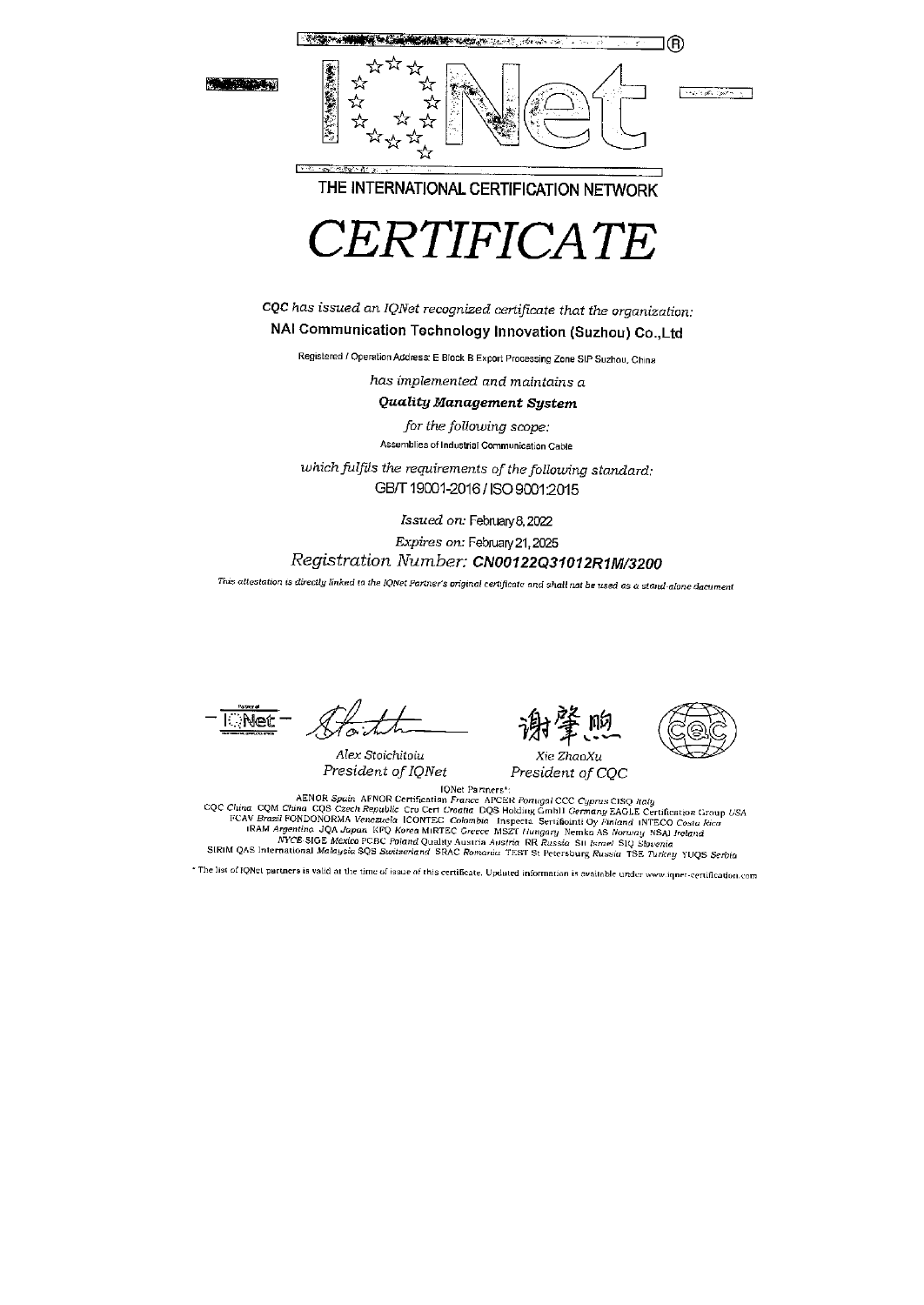IQNet

THE INTERNATIONAL CERTIFICATION NETWORK

# CERTIFICATE

*CQC has issued an IQNet recognized certificate that the organization:*

**NAI Communication Technology Innovation (Suzhou) Co.,Ltd**

Registered / Operation Address: E Block B Export Processing Zone SIP Suzhou, China

*has implemented and maintains a*

***Quality Management System***

*for the following scope:*

Assemblies of Industrial Communication Cable

*which fulfils the requirements of the following standard:*

GB/T 19001-2016 / ISO 9001:2015

*Issued on:* February 8, 2022

*Expires on:* February 21, 2025

*Registration Number:* ***CN00122Q31012R1M/3200***

*This attestation is directly linked to the IQNet Partner's original certificate and shall not be used as a stand-alone document*

*Alex Stoichitoiu*
*President of IQNet*

谢肇煦

*Xie ZhaoXu*
*President of CQC*

IQNet Partners*:

AENOR *Spain* AFNOR Certification *France* APCER *Portugal* CCC *Cyprus* CISQ *Italy*
CQC *China* CQM *China* CQS *Czech Republic* Cro Cert *Croatia* DQS Holding GmbH *Germany* EAGLE Certification Group *USA*
FCAV *Brazil* FONDONORMA *Venezuela* ICONTEC *Colombia* Inspecta Sertifiointi Oy *Finland* INTECO *Costa Rica*
IRAM *Argentina* JQA *Japan* KFQ *Korea* MIRTEC *Greece* MSZT *Hungary* Nemko AS *Norway* NSAI *Ireland*
NYCE-SIGE *México* PCBC *Poland* Quality Austria *Austria* RR *Russia* SII *Israel* SIQ *Slovenia*
SIRIM QAS International *Malaysia* SQS *Switzerland* SRAC *Romania* TEST St Petersburg *Russia* TSE *Turkey* YUQS *Serbia*

* The list of IQNet partners is valid at the time of issue of this certificate. Updated information is available under www.iqnet-certification.com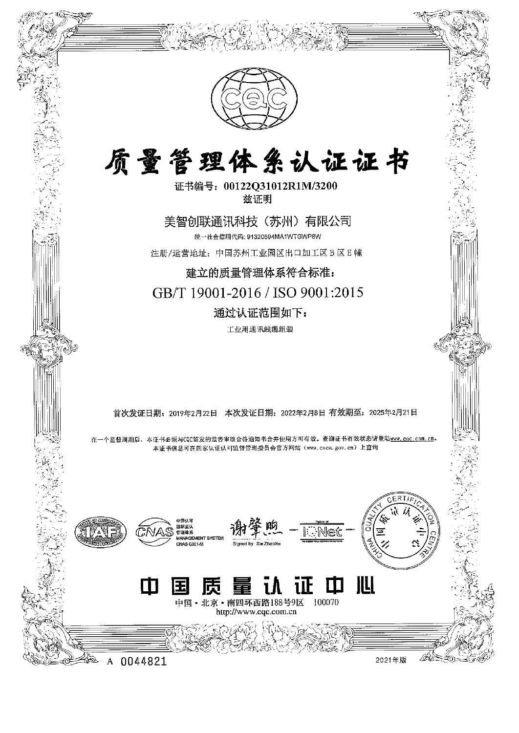CQC

# 质量管理体系认证证书

证书编号：00122Q31012R1M/3200

兹证明

## 美智创联通讯科技（苏州）有限公司

统一社会信用代码：91320594MA1WTGWP8W

注册/运营地址：中国苏州工业园区出口加工区 B 区 E 幢

建立的质量管理体系符合标准：

## GB/T 19001-2016 / ISO 9001:2015

通过认证范围如下：

工业用通讯线缆组装

首次发证日期：2019年2月22日　本次发证日期：2022年2月8日　有效期至：2025年2月21日

在一个监督周期后，本证书必须与CQC签发的监督审核合格通知书合并使用方可有效。查询证书有效状态请登陆www.cqc.com.cn。
本证书信息可在国家认证认可监督管理委员会官方网站（www.cnca.gov.cn）上查询

IAF　CNAS 中国认可 国际互认 管理体系 MANAGEMENT SYSTEM CNAS C001-M

谢肇煦
Signed by: Xie ZhaoXu

IQNet

CHINA QUALITY CERTIFICATION CENTRE 中国质量认证中心

# 中国质量认证中心

中国・北京・南四环西路188号9区　100070

http://www.cqc.com.cn

A 0044821　　2021年版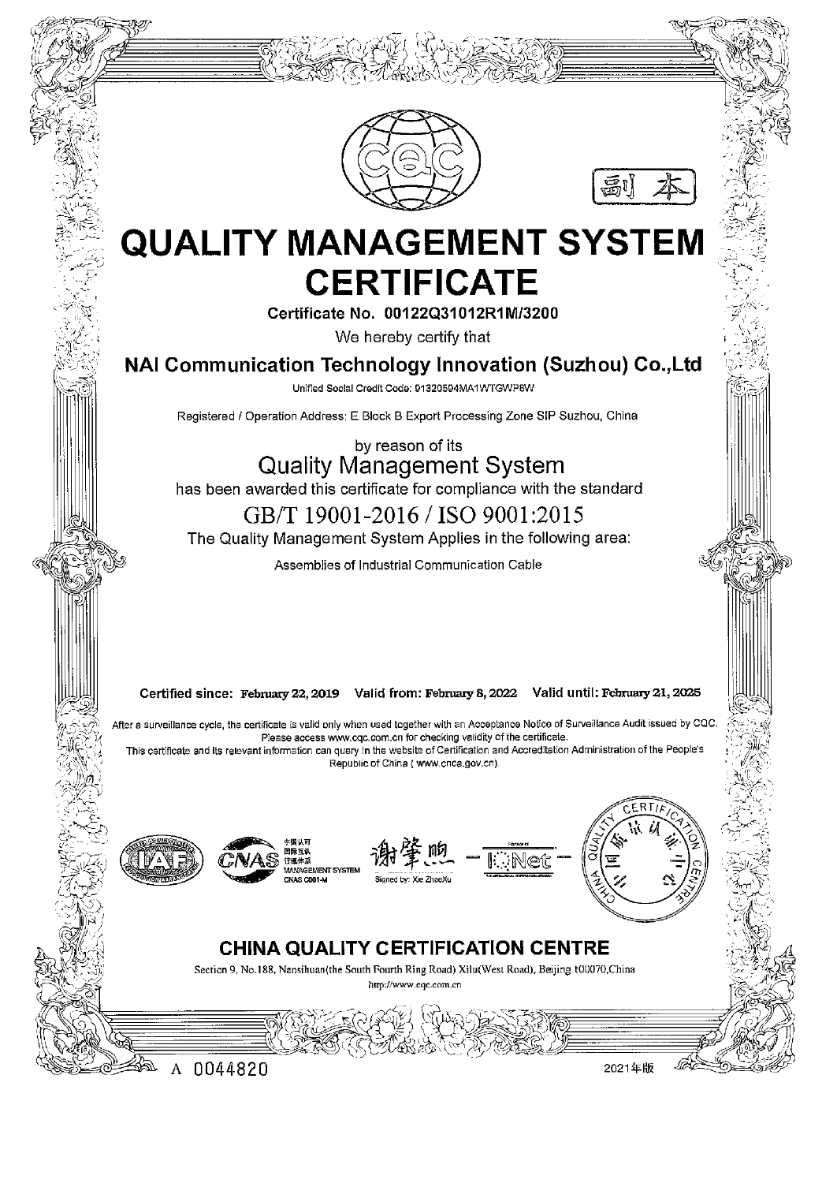CQC

副本

# QUALITY MANAGEMENT SYSTEM CERTIFICATE

**Certificate No. 00122Q31012R1M/3200**

We hereby certify that

## NAI Communication Technology Innovation (Suzhou) Co.,Ltd

Unified Social Credit Code: 91320594MA1WTGWP6W

Registered / Operation Address: E Block B Export Processing Zone SIP Suzhou, China

by reason of its

## Quality Management System

has been awarded this certificate for compliance with the standard

## GB/T 19001-2016 / ISO 9001:2015

The Quality Management System Applies in the following area:

Assemblies of Industrial Communication Cable

**Certified since:** February 22, 2019 **Valid from:** February 8, 2022 **Valid until:** February 21, 2025

After a surveillance cycle, the certificate is valid only when used together with an Acceptance Notice of Surveillance Audit issued by CQC. Please access www.cqc.com.cn for checking validity of the certificate.
This certificate and its relevant information can query in the website of Certification and Accreditation Administration of the People's Republic of China ( www.cnca.gov.cn).

IAF CNAS 中国认可 国际互认 管理体系 MANAGEMENT SYSTEM CNAS C001-M

谢肇煦
Signed by: Xie ZhaoXu

IQNet

CHINA QUALITY CERTIFICATION CENTRE 中国质量认证中心

## CHINA QUALITY CERTIFICATION CENTRE

Section 9, No.188, Nansihuan(the South Fourth Ring Road) Xilu(West Road), Beijing 100070,China
http://www.cqc.com.cn

A 0044820

2021年版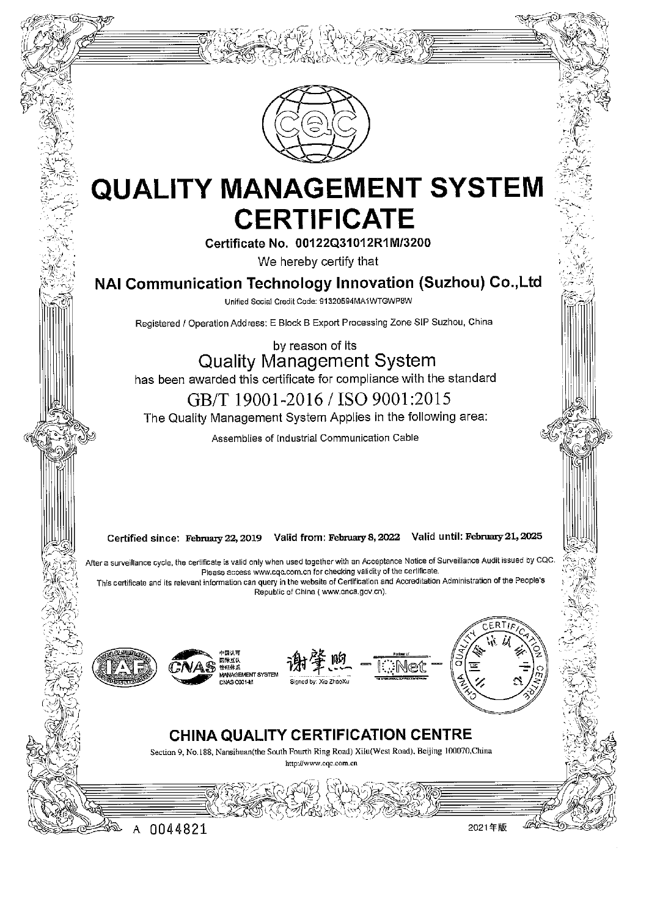# QUALITY MANAGEMENT SYSTEM CERTIFICATE

**Certificate No. 00122Q31012R1M/3200**

We hereby certify that

## NAI Communication Technology Innovation (Suzhou) Co.,Ltd

Unified Social Credit Code: 91320594MA1WTGWP8W

Registered / Operation Address: E Block B Export Processing Zone SIP Suzhou, China

by reason of its

## Quality Management System

has been awarded this certificate for compliance with the standard

## GB/T 19001-2016 / ISO 9001:2015

The Quality Management System Applies in the following area:

Assemblies of Industrial Communication Cable

**Certified since:** **February 22, 2019** **Valid from:** **February 8, 2022** **Valid until:** **February 21, 2025**

After a surveillance cycle, the certificate is valid only when used together with an Acceptance Notice of Surveillance Audit issued by CQC. Please access www.cqc.com.cn for checking validity of the certificate.
This certificate and its relevant information can query in the website of Certification and Accreditation Administration of the People's Republic of China ( www.cnca.gov.cn).

中国认可 国际互认 管理体系 MANAGEMENT SYSTEM CNAS C001-M

Signed by: Xie ZhaoXu

## CHINA QUALITY CERTIFICATION CENTRE

Section 9, No.188, Nansihuan(the South Fourth Ring Road) Xilu(West Road), Beijing 100070,China

http://www.cqc.com.cn

A 0044821

2021年版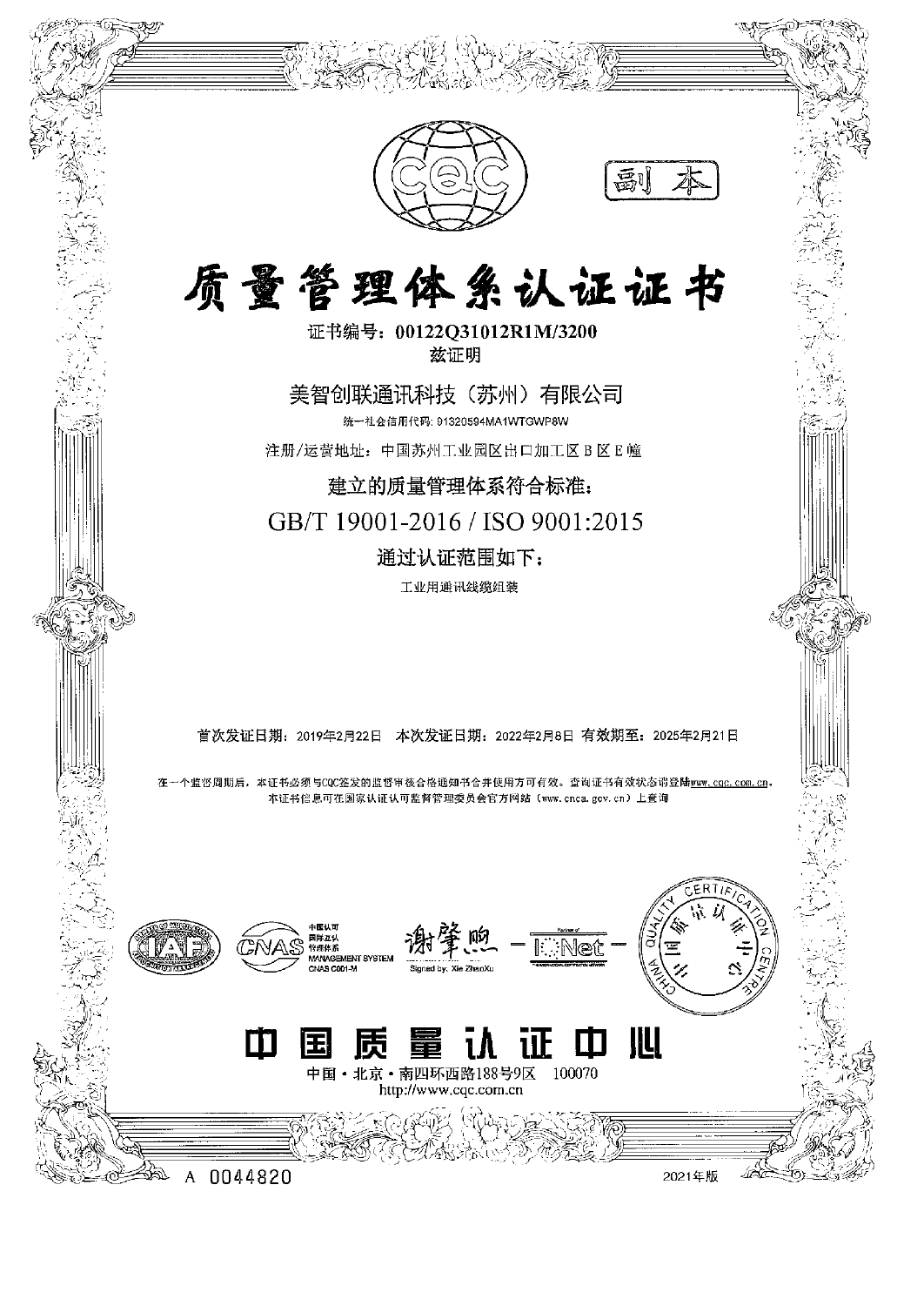CQC

副本

# 质量管理体系认证证书

证书编号：00122Q31012R1M/3200

兹证明

## 美智创联通讯科技（苏州）有限公司

统一社会信用代码：91320594MA1WTGWP8W

注册/运营地址：中国苏州工业园区出口加工区B区E幢

建立的质量管理体系符合标准：

## GB/T 19001-2016 / ISO 9001:2015

通过认证范围如下：

工业用通讯线缆组装

首次发证日期：2019年2月22日　本次发证日期：2022年2月8日　有效期至：2025年2月21日

在一个监督周期后，本证书必须与CQC签发的监督审核合格通知书合并使用方可有效。查询证书有效状态请登陆www.cqc.com.cn。

本证书信息可在国家认证认可监督管理委员会官方网站（www.cnca.gov.cn）上查询

CNAS 中国认可 国际互认 管理体系 MANAGEMENT SYSTEM CNAS C001-M

谢肇煦

Signed by: Xie ZhaoXu

IQNet

CHINA QUALITY CERTIFICATION CENTRE 中国质量认证中心

## 中国质量认证中心

中国·北京·南四环西路188号9区　100070

http://www.cqc.com.cn

A 0044820

2021年版